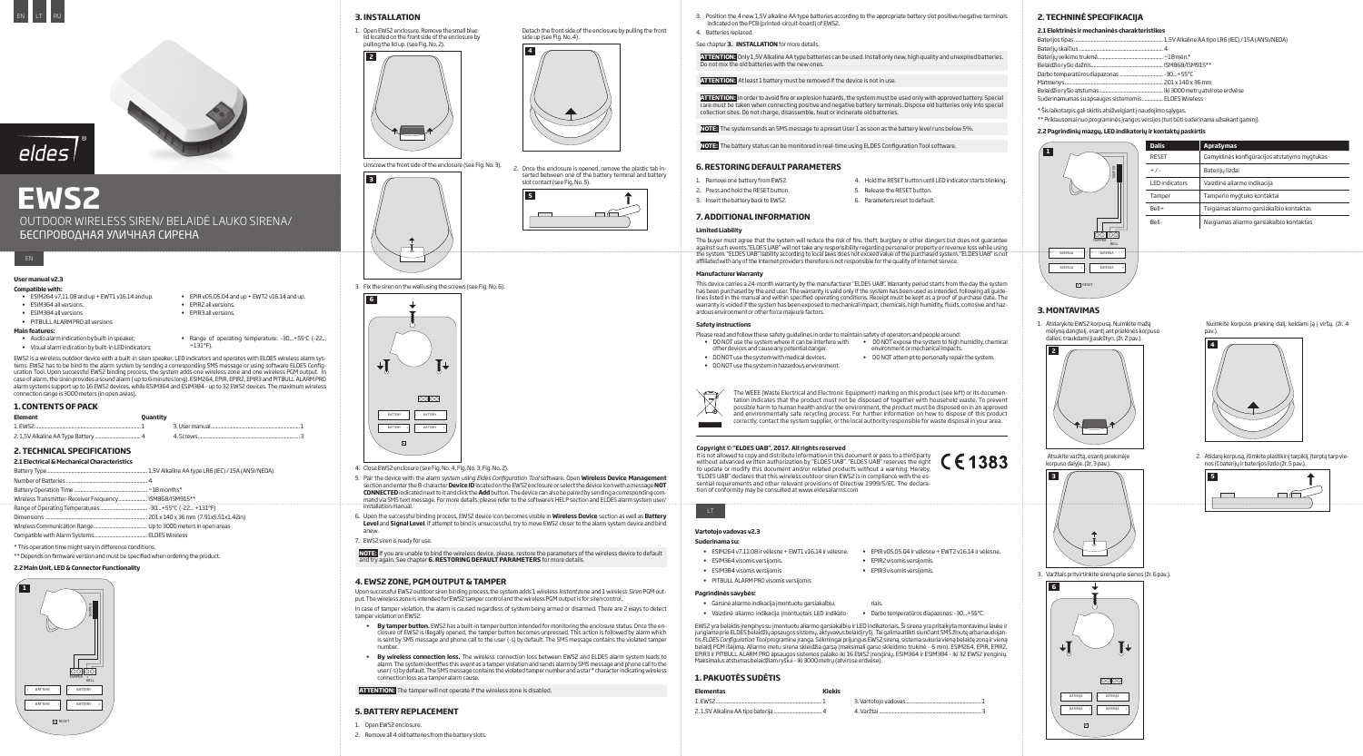EN LT RU

# EWS2

OUTDOOR WIRELESS SIREN/ BELAIDĖ LAUKO SIRENA/ БЕСПРОВОДНАЯ УЛИЧНАЯ СИРЕНА

EN

**User manual v2.3**

**Compatible with:**

- ESIM264 v7.11.08 and up + EWT1 v16.14 and up.
- ESIM364 all versions.
- ESIM384 all versions
- PITBULL ALARM PRO all versions
- EPIR v05.05.04 and up + EWT2 v16.14 and up.
- EPIR2 all versions.
- EPIR3 all versions.

**Main features:**

- Audio alarm indication by built-in speaker;
- Visual alarm indication by built-in LED indicators;
- Range of operating temperature: -30...+55°C (-22...+131°F).

EWS2 is a wireless outdoor device with a built-in siren speaker, LED indicators and operates with ELDES wireless alarm systems. EWS2 has to be bind to the alarm system by sending a corresponding SMS message or using software ELDES Configuration Tool. Upon successful EWS2 binding process, the system adds one wireless zone and one wireless PGM output. In case of alarm, the siren provides a sound alarm (up to 6 minutes long). ESIM264, EPIR, EPIR2, EPIR3 and PITBULL ALARM PRO alarm systems support up to 16 EWS2 devices, while ESIM364 and ESIM384 - up to 32 EWS2 devices. The maximum wireless connection range is 3000 meters (in open areas).

## 1. CONTENTS OF PACK

| Element | Quantity |
|---|---|
| 1. EWS2 | 1 |
| 2. 1,5V Alkaline AA Type Battery | 4 |
| 3. User manual | 1 |
| 4. Screws | 3 |

## 2. TECHNICAL SPECIFICATIONS

### 2.1 Electrical & Mechanical Characteristics

| | |
|---|---|
| Battery Type | 1,5V Alkaline AA type LR6 (IEC) / 15A (ANSI/NEDA) |
| Number of Batteries | 4 |
| Battery Operation Time | ~18 months* |
| Wireless Transmitter-Receiver Frequency | ISM868/ISM915** |
| Range of Operating Temperatures | -30...+55°C (-22...+131°F) |
| Dimensions | 201 x 140 x 36 mm (7.91x5.51x1.42in) |
| Wireless Communication Range | Up to 3000 meters in open areas |
| Compatible with Alarm Systems | ELDES Wireless |

\* This operation time might vary in difference conditions.

\*\* Depends on firmware version and must be specified when ordering the product.

### 2.2 Main Unit, LED & Connector Functionality

## 3. INSTALLATION

1. Open EWS2 enclosure. Remove the small blue lid located on the front side of the enclosure by pulling the lid up. (see Fig. No. 2).

Detach the front side of the enclosure by pulling the front side up (see Fig. No. 4).

Unscrew the front side of the enclosure (see Fig. No. 3).

2. Once the enclosure is opened, remove the plastic tab inserted between one of the battery terminal and battery slot contact (see Fig. No. 5).

3. Fix the siren on the wall using the screws (see Fig. No. 6).

4. Close EWS2 enclosure (see Fig. No. 4, Fig. No. 3, Fig. No. 2).
5. Pair the device with the alarm system using *Eldes Configuration Tool* software. Open **Wireless Device Management** section and enter the 8-character **Device ID** located on the EWS2 enclosure or select the device icon with a message **NOT CONNECTED** indicated next to it and click the **Add** button. The device can also be paired by sending a corresponding command via SMS text message. For more details, please refer to the software's HELP section and ELDES alarm system user/installation manual.
6. Upon the successful binding process, EWS2 device icon becomes visible in **Wireless Device** section as well as **Battery Level** and **Signal Level**. If attempt to bind is unsuccessful, try to move EWS2 closer to the alarm system device and bind anew.
7. EWS2 siren is ready for use.

**NOTE:** If you are unable to bind the wireless device, please, restore the parameters of the wireless device to default and try again. See chapter **6. RESTORING DEFAULT PARAMETERS** for more details.

## 4. EWS2 ZONE, PGM OUTPUT & TAMPER

Upon successful EWS2 outdoor siren binding process, the system adds 1 wireless *Instant* zone and 1 wireless *Siren* PGM output. The wireless zone is intended for EWS2 tamper control and the wireless PGM output is for siren control.

In case of tamper violation, the alarm is caused regardless of system being armed or disarmed. There are 2 ways to detect tamper violation on EWS2:

- **By tamper button.** EWS2 has a built-in tamper button intended for monitoring the enclosure status. Once the enclosure of EWS2 is illegally opened, the tamper button becomes unpressed. This action is followed by alarm which is sent by SMS message and phone call to the user (-s) by default. The SMS message contains the violated tamper number.
- **By wireless connection loss.** The wireless connection loss between EWS2 and ELDES alarm system leads to alarm. The system identifies this event as a tamper violation and sends alarm by SMS message and phone call to the user (-s) by default. The SMS message contains the violated tamper number and a star * character indicating wireless connection loss as a tamper alarm cause.

**ATTENTION:** The tamper will not operate if the wireless zone is disabled.

## 5. BATTERY REPLACEMENT

1. Open EWS2 enclosure.
2. Remove all 4 old batteries from the battery slots.
3. Position the 4 new 1,5V alkaline AA type batteries according to the appropriate battery slot positive/negative terminals indicated on the PCB (printed-circuit-board) of EWS2.
4. Batteries replaced.

See chapter **3. INSTALLATION** for more details.

**ATTENTION:** Only 1,5V Alkaline AA type batteries can be used. Install only new, high quality and unexpired batteries. Do not mix the old batteries with the new ones.

**ATTENTION:** At least 1 battery must be removed if the device is not in use.

**ATTENTION:** In order to avoid fire or explosion hazards, the system must be used only with approved battery. Special care must be taken when connecting positive and negative battery terminals. Dispose old batteries only into special collection sites. Do not charge, disassemble, heat or incinerate old batteries.

**NOTE:** The system sends an SMS message to a preset User 1 as soon as the battery level runs below 5%.

**NOTE:** The battery status can be monitored in real-time using ELDES Configuration Tool software.

## 6. RESTORING DEFAULT PARAMETERS

1. Remove one battery from EWS2.
2. Press and hold the RESET button.
3. Insert the battery back to EWS2.
4. Hold the RESET button until LED indicator starts blinking.
5. Release the RESET button.
6. Parameters reset to default.

## 7. ADDITIONAL INFORMATION

### Limited Liability

The buyer must agree that the system will reduce the risk of fire, theft, burglary or other dangers but does not guarantee against such events. "ELDES UAB" will not take any responsibility regarding personal or property or revenue loss while using the system. "ELDES UAB" liability according to local laws does not exceed value of the purchased system. "ELDES UAB" is not affiliated with any of the Internet providers therefore is not responsible for the quality of Internet service.

### Manufacturer Warranty

This device carries a 24-month warranty by the manufacturer "ELDES UAB". Warranty period starts from the day the system has been purchased by the end user. The warranty is valid only if the system has been used as intended, following all guidelines listed in the manual and within specified operating conditions. Receipt must be kept as a proof of purchase date. The warranty is voided if the system has been exposed to mechanical impact, chemicals, high humidity, fluids, corrosive and hazardous environment or other force majeure factors.

### Safety instructions

Please read and follow these safety guidelines in order to maintain safety of operators and people around:

- DO NOT use the system where it can be interfere with other devices and cause any potential danger.
- DO NOT use the system with medical devices.
- DO NOT use the system in hazardous environment.
- DO NOT expose the system to high humidity, chemical environment or mechanical impacts.
- DO NOT attempt to personally repair the system.

The WEEE (Waste Electrical and Electronic Equipment) marking on this product (see left) or its documentation indicates that the product must not be disposed of together with household waste. To prevent possible harm to human health and/or the environment, the product must be disposed on in an approved and environmentally safe recycling process. For further information on how to dispose of this product correctly, contact the system supplier, or the local authority responsible for waste disposal in your area.

**Copyright © "ELDES UAB", 2017. All rights reserved**

It is not allowed to copy and distribute information in this document or pass to a third party without advanced written authorization by "ELDES UAB". "ELDES UAB" reserves the right to update or modify this document and/or related products without a warning. Hereby, "ELDES UAB" declares that this wireless outdoor siren EWS2 is in compliance with the essential requirements and other relevant provisions of Directive 1999/5/EC. The declaration of conformity may be consulted at www.eldesalarms.com

CE 1383

LT

**Vartotojo vadovas v2.3**

**Suderinama su:**

- ESIM264 v7.11.08 ir vėlesne + EWT1 v16.14 ir vėlesne.
- ESIM364 visomis versijomis.
- ESIM384 visomis versijomis
- PITBULL ALARM PRO visomis versijomis
- EPIR v05.05.04 ir vėlesne + EWT2 v16.14 ir vėlesne.
- EPIR2 visomis versijomis.
- EPIR3 visomis versijomis.

**Pagrindinės savybės:**

- Garsinė aliarmo indikacija įmontuotu garsiakalbiu.
- Vaizdinė aliarmo indikacija įmontuotais LED indikatoriais.
- Darbo temperatūros diapazonas: -30...+55°C.

EWS2 yra belaidis įrenginys su įmontuotu aliarmo garsiakalbiu ir LED indikatoriais. Ši sirena yra pritaikyta montavimui lauke ir jungiama prie ELDES belaidžių apsaugos sistemų, aktyvuos belaidį ryšį. Tai galima atlikti siunčiant SMS žinutę arba naudojantis *ELDES Configuration Tool* programine įranga. Sėkmingai prijungus EWS2 sireną, sistema sukuria vieną belaidę zoną ir vieną belaidį PGM išėjimą. Aliarmo metu sirena skleidžia garsą (maksimali garso skleidimo trukmė - 6 min). ESIM264, EPIR, EPIR2, EPIR3 ir PITBULL ALARM PRO apsaugos sistemos palaiko iki 16 EWS2 įrenginių, ESIM364 ir ESIM384 - iki 32 EWS2 įrenginių. Maksimalus atstumas belaidžiam ryšiui - iki 3000 metrų (atvirose erdvėse).

## 1. PAKUOTĖS SUDĖTIS

| Elementas | Kiekis |
|---|---|
| 1. EWS2 | 1 |
| 2. 1,5V Alkaline AA tipo baterija | 4 |
| 3. Vartotojo vadovas | 1 |
| 4. Varžtai | 3 |

## 2. TECHNINĖ SPECIFIKACIJA

### 2.1 Elektrinės ir mechaninės charakteristikos

| | |
|---|---|
| Baterijos tipas | 1,5V Alkaline AA tipo LR6 (IEC) / 15A (ANSI/NEDA) |
| Baterijų skaičius | 4 |
| Baterijų veikimo trukmė | ~18 mėn.* |
| Belaidžio ryšio dažnis | ISM868/ISM915** |
| Darbo temperatūros diapazonas | -30...+55°C |
| Matmenys | 201 x 140 x 36 mm |
| Belaidžio ryšio atstumas | iki 3000 metrų atvirose erdvėse |
| Suderinamumas su apsaugos sistemomis | ELDES Wireless |

\* Šis laikotarpis gali skirtis atsižvelgiant į naudojimo sąlygas.

\*\* Priklausomai nuo programinės įrangos versijos (turi būti suderinama užsakant gaminį).

### 2.2 Pagrindinių mazgų, LED indikatorių ir kontaktų paskirtis

| Dalis | Aprašymas |
|---|---|
| RESET | Gamyklinės konfigūracijos atstatymo mygtukas |
| + / - | Baterijų lizdai |
| LED indicators | Vaizdinė aliarmo indikacija |
| Tamper | Tamperio mygtuko kontaktai |
| Bell+ | Teigiamas aliarmo garsiakalbio kontaktas |
| Bell- | Neigiamas aliarmo garsiakalbio kontaktas |

## 3. MONTAVIMAS

1. Atidarykite EWS2 korpusą. Nuimkite mažą mėlyną dangtelį, esantį ant priekinės korpuso dalies, traukdami jį aukštyn. (žr. 2 pav.).

Nuimkite korpuso priekinę dalį, keldami ją į viršų. (žr. 4 pav.).

Atsukite varžtą, esantį priekinėje korpuso dalyje. (žr. 3 pav.).

2. Atidarę korpusą, išimkite plastikinį tarpiklį, įterptą tarp vienos iš baterijų ir baterijos lizdo (žr. 5 pav.).

3. Varžtais pritvirtinkite sireną prie sienos (žr. 6 pav.).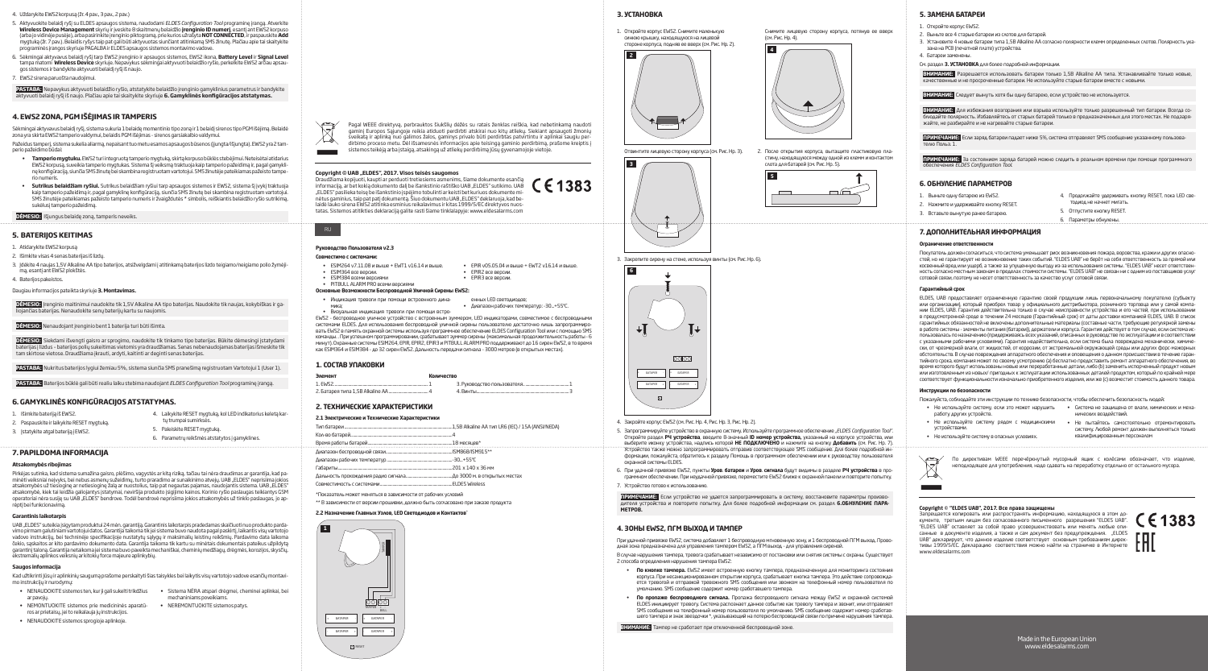4. Uždarykite EWS2 korpusą (žr. 4 pav., 3 pav., 2 pav.)
5. Aktyvuokite belaidį ryšį su ELDES apsaugos sistema, naudodami *ELDES Configuration Tool* programinę įrangą. Atverkite **Wireless Device Management** skyrių ir įveskite 8-ženklinį **įrenginio ID numerį**, esantį ant EWS2 korpuso (arba jo viduje ar pusėje), arba pasirinkite įrenginio piktogramą, prie kurios užrašyta **NOT CONNECTED**, ir paspauskite **Add** mygtuką (žr. 7 pav.). Belaidis ryšys taip pat gali būti aktyvuotas siunčiant atitinkamą SMS žinutę. Plačiau apie tai skaitykite programinės įrangos skyriuje PAGALBA ir ELDES apsaugos sistemos montavimo vadove.
6. Sėkmingai aktyvavus belaidį ryšį tarp EWS2 įrenginio ir apsaugos sistemos, EWS2 ikona, **Battery Level** ir **Signal Level** tampa matomi **Wireless Device** skyriuje. Nepavykus sėkmingai aktyvuoti belaidžio ryšio, perkelkite EWS2 arčiau apsaugos sistemos ir bandykite aktyvuoti belaidį ryšį iš naujo.
7. EWS2 sirena paruošta naudojimui.

**PASTABA:** Nepavykus aktyvuoti belaidžio ryšio, atstatykite belaidžio įrenginio gamyklinius parametrus ir bandykite aktyvuoti belaidį ryšį iš naujo. Plačiau apie tai skaitykite skyriuje **6. Gamyklinės konfigūracijos atstatymas.**

## 4. EWS2 ZONA, PGM IŠĖJIMAS IR TAMPERIS

Sėkmingai aktyvavus belaidį ryšį, sistema sukuria 1 belaidę momentinio tipo zoną ir 1 belaidį sirenos tipo PGM išėjimą. Belaidė zona yra skirta EWS2 tamperio valdymui, belaidis PGM išėjimas - sirenos garsiakalbio valdymui.

Pažeidus tamperį, sistema sukelia aliarmą, nepaisant tuo metu esamos apsaugos būsenos (įjungta/išjungta). EWS2 yra 2 tamperio pažeidimo būdai:

- **Tamperio mygtuku.** EWS2 turi integruotą tamperio mygtuką, skirtą korpuso būklės stebėjimui. Neteisėtai atidarius EWS2 korpusą, suveikia tamperio mygtukas. Sistema šį veiksmą traktuoja kaip tamperio pažeidimą ir, pagal gamyklinę konfigūraciją, siunčia SMS žinutę bei skambina registruotam vartotojui. SMS žinutėje pateikiamas pažeisto tamperio numeris.
- **Sutrikus belaidžiam ryšiui.** Sutrikus belaidžiam ryšiui tarp apsaugos sistemos ir EWS2, sistema šį įvykį traktuoja kaip tamperio pažeidimą ir, pagal gamyklinę konfigūraciją, siunčia SMS žinutę bei skambina registruotam vartotojui. SMS žinutėje pateikiamas pažeisto tamperio numeris ir žvaigždutės * simbolis, reiškiantis belaidžio ryšio sutrikimą, sukėlusį tamperio pažeidimą.

**DĖMESIO:** Išjungus belaidę zoną, tamperis neveiks.

## 5. BATERIJOS KEITIMAS

1. Atidarykite EWS2 korpusą.
2. Išimkite visas 4 senas baterijas iš lizdų.
3. Įdėkite 4 naujas 1,5V Alkaline AA tipo baterijas, atsižvelgdami į atitinkamą baterijos lizdo teigiamo/neigiamo polio žymėjimą, esantį ant EWS2 plokštės.
4. Baterijos pakeistos.

Daugiau informacijos pateikta skyriuje **3. Montavimas.**

**DĖMESIO:** Įrenginio maitinimui naudokite tik 1,5V Alkaline AA tipo baterijas. Naudokite tik naujas, kokybiškas ir galiojančias baterijas. Nenaudokite senų baterijų kartu su naujomis.

**DĖMESIO:** Nenaudojant įrenginio bent 1 baterija turi būti išimta.

**DĖMESIO:** Siekdami išvengti gaisro ar sprogimo, naudokite tik tinkamo tipo baterijas. Būkite dėmesingi įstatydami baterijas į lizdus - baterijos polių sukeitimas vietomis yra draudžiamas. Senas nebenaudojamas baterijas išmeskite tik tam skirtose vietose. Draudžiama įkrauti, ardyti, kaitinti ar deginti senas baterijas.

**PASTABA:** Nukritus baterijos lygiui žemiau 5%, sistema siunčia SMS pranešimą registruotam Vartotojui 1 (User 1).

**PASTABA:** Baterijos būklė gali būti realiu laiku stebima naudojant *ELDES Configuration Tool* programinę įrangą.

## 6. GAMYKLINĖS KONFIGŪRACIJOS ATSTATYMAS.

1. Išimkite bateriją iš EWS2.
2. Paspauskite ir laikykite RESET mygtuką.
3. Įstatykite atgal bateriją į EWS2.
4. Laikykite RESET mygtuką, kol LED indikatorius keletą kartų trumpai sumirksės.
5. Paleiskite RESET mygtuką.
6. Parametrų reikšmės atstatytos į gamyklines.

## 7. PAPILDOMA INFORMACIJA

### Atsakomybės ribojimas

Pirkėjas sutinka, kad sistema sumažina gaisro, plėšimo, vagystės ar kitą riziką, tačiau tai nėra draudimas ar garantija, kad paminėti įvykiai neįvyks, bei nebus asmenų sužeidimų, turto praradimo ar sunaikinimo atvejų. UAB „ELDES" neprisiima jokios atsakomybės už tiesioginę ar netiesioginę žalą ar nuostolius, taip pat negautas pajamas, naudojantis sistema. UAB „ELDES" atsakomybė, kiek tai leidžia galiojantys įstatymai, neviršija produkto įsigijimo kainos. Korinio ryšio paslaugas teikiantis GSM operatoriai nėra susiję su UAB „ELDES" bendrove. Todėl bendrovė neprisiima jokios atsakomybės už tinklo paslaugas, jo aprėptį bei funkcionavimą.

### Garantinis laikotarpis

UAB „ELDES" suteikia įsigytam produktui 24 mėn. garantiją. Garantinis laikotarpis pradedamas skaičiuoti nuo produkto pardavimo pirmam galutiniam vartotojui datos. Garantija taikoma tik jei sistema buvo naudota pagal paskirtį, laikantis visų vartotojo vadovo instrukcijų, bei techninėje specifikacijoje nustatytų sąlygų ir maksimalių leistinų reikšmių. Pardavimo data laikoma čekio, sąskaitos ar kito pardavimo dokumento data. Garantija taikoma tik kartu su minėtais dokumentais pateikus užpildytą garantinį taloną. Garantija netaikoma jei sistema buvo paveikta mechaniškai, cheminių medžiagų, drėgmės, korozijos, skysčių, ekstremalių aplinkos veiksnių ar kitokių force majeure aplinkybių.

### Saugos informacija

Kad užtikrinti jūsų ir aplinkinių saugumą prašome perskaityti šias taisykles bei laikytis visų vartotojo vadove esančių montavimo instrukcijų ir nurodymų:

- NENAUDOKITE sistemos ten, kur ji gali sukelti trikdžius ar pavojų.
- NEMONTUOKITE sistemos prie medicininės aparatūros ar prietaisų, jei to reikalauja jų instrukcijos.
- NENAUDOKITE sistemos sprogioje aplinkoje.
- Sistema NĖRA atspari drėgmei, cheminei aplinkai, bei mechaniniams poveikiams.
- NEREMONTUOKITE sistemos patys.

Pagal WEEE direktyvą, perbrauktos šiukšlių dėžės su ratais ženklas reiškia, kad nebetinkamą naudoti gaminį Europos Sąjungoje reikia atiduoti perdirbti atskirai nuo kitų atliekų. Siekiant apsaugoti žmonių sveikatą ir aplinką nuo galimos žalos, gaminys privalo būti perdirbtas patvirtintu ir aplinkai saugiu perdirbimo procesu metu. Dėl išsamesnės informacijos apie teisingą gaminio perdirbimą, prašome kreiptis į sistemos tiekėją arba įstaigą, atsakingą už atliekų perdirbimą jūsų gyvenamojoje vietoje.

**Copyright © UAB „ELDES", 2017. Visos teisės saugomos**

Draudžiama kopijuoti, kaupti ar perduoti tretiesiems asmenims, šiame dokumente esančią informaciją, ar bet kokią dokumento dalį be išankstinio rašiško UAB „ELDES" sutikimo. UAB „ELDES" pasilieka teisę be išankstinio įspėjimo tobulinti ar keisti bet kuriuos dokumente minėtus gaminius, taip pat patį dokumentą. Šiuo dokumentu UAB „ELDES" deklaruoja, kad belaidė lauko sirena EWS2 atitinka esminius reikalavimus ir kitas 1999/5/EC direktyvos nuostatas. Sistemos atitikties deklaraciją galite rasti šiame tinklalapyje: www.eldesalarms.com

CE 1383

RU

### Руководство Пользователя v2.3

**Совместимо с системами:**

- ESIM264 v7.11.08 и выше + EWT1 v16.14 и выше.
- ESIM364 все версии.
- ESIM384 всеми версиями
- PITBULL ALARM PRO всеми версиями
- EPIR v05.05.04 и выше + EWT2 v16.14 и выше.
- EPIR2 все версии.
- EPIR3 все версии.

**Основные Возможности Беспроводной Уличной Сирены EWS2:**

- Индикация тревоги при помощи встроенного динамика;
- Визуальная индикация тревоги при помощи встроенных LED светодиодов;
- Диапазон рабочих температур: -30...+55°С.

EWS2 - беспроводное уличное устройство с встроенным зуммером, LED индикаторами, совместимое с беспроводными системами ELDES. Для использования беспроводной уличной сирены пользователю достаточно лишь запрограммировать EWS2 в память охранной системы используя программное обеспечение ELDES Configuration Tool или с помощью SMS команды. . При успешном программировании, срабатывает зуммер сирены (максимальная продолжительность работы - 6 минут). Охранные системы ESIM264, EPIR, EPIR2, EPIR3 и PITBULL ALARM PRO поддерживают до 16 сирен EWS2, в то время как ESIM364 и ESIM384 - до 32 сирен EWS2. Дальность передачи сигнала - 3000 метров (в открытых местах).

## 1. СОСТАВ УПАКОВКИ

| Элемент | Количество |
|---|---|
| 1. EWS2 | 1 |
| 2. Батарея типа 1,5В Alkaline AA | 4 |
| 3. Руководство пользователя. | 1 |
| 4. Винты | 3 |

## 2. ТЕХНИЧЕСКИЕ ХАРАКТЕРИСТИКИ

### 2.1 Электрические и Технические Характеристики

| | |
|---|---|
| Тип батареи | 1,5В Alkaline AA тип LR6 (IEC) / 15A (ANSI/NEDA) |
| Кол-во батарей | 4 |
| Время работы батарей | 18 месяцев* |
| Диапазон беспроводной связи | ISM868/ISM915** |
| Диапазон рабочих температур | -30...+55°C |
| Габариты | 201 x 140 x 36 мм |
| Дальность прохождения радио сигнала | До 3000 м. в открытых местах |
| Совместимость с системами | ELDES Wireless |

*Показатель может меняться в зависимости от рабочих условий

** В зависимости от версии прошивки, должно быть согласовано при заказе продукта

### 2.2 Назначение Главных Узлов, LED Светодиодов и Контактов

## 3. УСТАНОВКА

1. Откройте корпус EWS2. Снимите маленькую синюю крышку, находящуюся на лицевой стороне корпуса, поддев ее вверх (см. Рис. Рис. 2).

Снимите лицевую сторону корпуса, потянув ее вверх (см. Рис. Рис. 4).

Отвинтите лицевую сторону корпуса (см. Рис. Рис. 3).

2. После открытия корпуса, вытащите пластиковую пластину, находящуюся между одной из клемм и контактом слота для батарей (см. Рис. Рис. 5).

3. Закрепите сирену на стене, используя винты (см. Рис. Рис. 6).

4. Закройте корпус EWS2 (см. Рис. Рис. 4, Рис. Рис. 3, Рис. Рис. 2).
5. Запрограммируйте устройство в охранную систему. Используйте программное обеспечение *„ELDES Configuration Tool"*. Откройте раздел **РЧ устройства**, введите 8-значный **ID номер устройства**, указанный на корпусе устройства, или выберите иконку устройства, надпись которой **НЕ ПОДКЛЮЧЕНО** и нажмите на кнопку **Добавить** (см. Рис. 7). Устройство также можно запрограммировать отправив соответствующее SMS сообщение. Для более подробной информации, пожалуйста, обратитесь к разделу Помощь в программном обеспечении или к руководству пользователя охранной системы ELDES.
6. При удачной привязке EWS2, пункты **Уров. батареи** и **Уров. сигнала** будут видимы в разделе **РЧ устройства** в программном обеспечении. При неудачной привязке, переместите EWS2 ближе к охранной панели и повторите попытку.
7. Устройство готово к использованию.

**ПРИМЕЧАНИЕ:** Если устройство не удается запрограммировать в систему, восстановите параметры производителя устройства и повторите попытку. Для более подробной информации см. раздел **6.ОБНУЛЕНИЕ ПАРАМЕТРОВ.**

## 4. ЗОНЫ EWS2, ПГМ ВЫХОД И ТАМПЕР

При удачной привязке EWS2, система добавляет 1 беспроводную мгновенную зону, и 1 беспроводной ПГМ выход. Проводная зона предназначена для управления тампером EWS2, а ПГМ выход - для управления сиреной.

В случае нарушения тампера, тревога срабатывает независимо от постановки или снятия системы с охраны. Существует 2 способа определения нарушения тампера EWS2:

- **По кнопке тампера.** EWS2 имеет встроенную кнопку тампера, предназначенную для мониторинга состояния корпуса. При несанкционированном открытии корпуса, срабатывает кнопка тампера. Это действие сопровождается тревогой и отправкой тревожного SMS сообщения или звонком на телефонный номер пользователя по умолчанию. SMS сообщение содержит номер сработавшего тампера.
- **По пропаже беспроводного сигнала.** Пропажа беспроводного сигнала между EWS2 и охранной системой ELDES инициирует тревогу. Система распознает данное событие как тревогу тампера и звонит, или отправляет SMS сообщения на телефонный номер пользователя по умолчанию. SMS сообщение содержит номер сработавшего тампера и знак звездочки *, указывающий на потерю беспроводной связи по причине нарушения тампера.

**ВНИМАНИЕ:** Тампер не сработает при отключенной беспроводной зоне.

## 5. ЗАМЕНА БАТАРЕИ

1. Откройте корпус EWS2.
2. Выньте все 4 старые батареи из гнезд для батарей.
3. Установите 4 новые батареи типа 1,5В Alkaline AA согласно полярности клемм определенных гнезд. Полярность указана на PCB (печатной плате) устройства.
4. Батареи заменены.

См. раздел **3. УСТАНОВКА** для более подробной информации.

**ВНИМАНИЕ:** Разрешается использовать батареи только 1,5В Alkaline AA типа. Устанавливайте только новые, качественные и не просроченные батареи. Не используйте старые батареи вместе с новыми.

**ВНИМАНИЕ:** Следует вынуть хотя бы одну батарею, если устройство не используется.

**ВНИМАНИЕ:** Для избежания возгорания или взрыва используйте только разрешенный тип батарей. Всегда соблюдайте полярность. Избавляйтесь от старых батарей только в предназначенных для этого местах. Не подзаряжайте, не разбирайте и не нагревайте старые батареи.

**ПРИМЕЧАНИЕ:** Если заряд батареи падает ниже 5%, система отправляет SMS сообщение указанному пользователю Польз. 1.

**ПРИМЕЧАНИЕ:** За состоянием заряда батарей можно следить в реальном времени при помощи программного обеспечения *ELDES Configuration Tool*.

## 6. ОБНУЛЕНИЕ ПАРАМЕТРОВ

1. Выньте одну батарею из EWS2.
2. Нажмите и удерживайте кнопку RESET.
3. Вставьте вынутую ранее батарею.
4. Продолжайте удерживать кнопку RESET, пока LED светодиод не начнет мигать.
5. Отпустите кнопку RESET.
6. Параметры обнулены.

## 7. ДОПОЛНИТЕЛЬНАЯ ИНФОРМАЦИЯ

### Ограничение ответственности

Покупатель должен согласиться, что система уменьшает риск возникновения пожара, воровства, кражи и других опасностей, но не гарантирует не возникновение таких событий. "ELDES UAB" не берёт на себя ответственность за прямой или косвенный вред или ущерб, а также за упущенную выгоду из-за использования системы. "ELDES UAB" несет ответственность согласно местным законам в пределах стоимости системы. "ELDES UAB" не связан ни с одним из поставщиков услуг сотовой связи, поэтому не несет ответственность за качество услуг сотовой связи.

### Гарантийный срок

ELDES, UAB предоставляет ограниченную гарантию своей продукции лишь первоначальному покупателю (субъекту или организации) который приобрёл товар у официального дистрибьютора, розничного торговца или у самой компании ELDES, UAB. Гарантия действительна только в случае неисправности устройства и его частей, при использовании в предусмотренной среде в течении 24 месяцев (Гарантийный срок) от даты доставки компанией ELDES, UAB. В список гарантийных обязанностей не включены дополнительные материалы (составные части, требующие регулярной замены в рабочие системы - элементы питания (батареи)), держатели и корпус. Гарантия действует в том случае, если система использовалась по назначению (придерживаясь всех указаний, описанных в руководстве по эксплуатации и в соответствии с указанными рабочими условиями). Гарантия недействительна, если система была повреждена механически, химически, от чрезмерной влаги, от жидкостей, от коррозии, от экстремальной окружающей среды или других форс-мажорных обстоятельств. В случае повреждения аппаратного обеспечения и оповещения о данном происшествии в течение гарантийного срока, компания может по своему усмотрению (а) бесплатно осуществить ремонт аппаратного обеспечения, во время которого будут использованы новые или переработанные детали, либо (b) заменить испорченный продукт новым или изготовленным из новых/ пригодных к эксплуатации использованных деталей продуктом, который по крайней мере соответствует функциональности изначально приобретенного изделия, или же (c) возместит стоимость данного товара.

### Инструкции по безопасности

Пожалуйста, соблюдайте эти инструкции по технике безопасности, чтобы обеспечить безопасность людей:

- Не используйте систему, если это может нарушить работу других устройств.
- Не используйте систему рядом с медицинскими устройствами.
- Не используйте систему в опасных условиях.
- Система не защищена от влаги, химических и механических воздействий.
- Не пытайтесь самостоятельно отремонтировать систему. Любой ремонт должен выполняться только квалифицированным персоналом

По директивам WEEE перечёркнутый мусорный ящик с колёсами обозначает, что изделие, непоходящее для употребления, надо сдавать на переработку отдельно от остального мусора.

**Copyright © "ELDES UAB", 2017. Все права защищены**

Запрещается копировать или распространять информацию, находящуюся в этом документе, третьим лицам без согласованного письменного разрешения "ELDES UAB". "ELDES UAB" оставляет за собой право усовершенствовать или менять любые описанные в документе изделия, а также и сам документ без предупреждения. „ELDES UAB" декларирует, что данное изделие соответствует основным требованиям директивы 1999/5/EC. Декларацию соответствия можно найти на странице в Интернете www.eldesalarms.com

CE 1383

Made in the European Union
www.eldesalarms.com